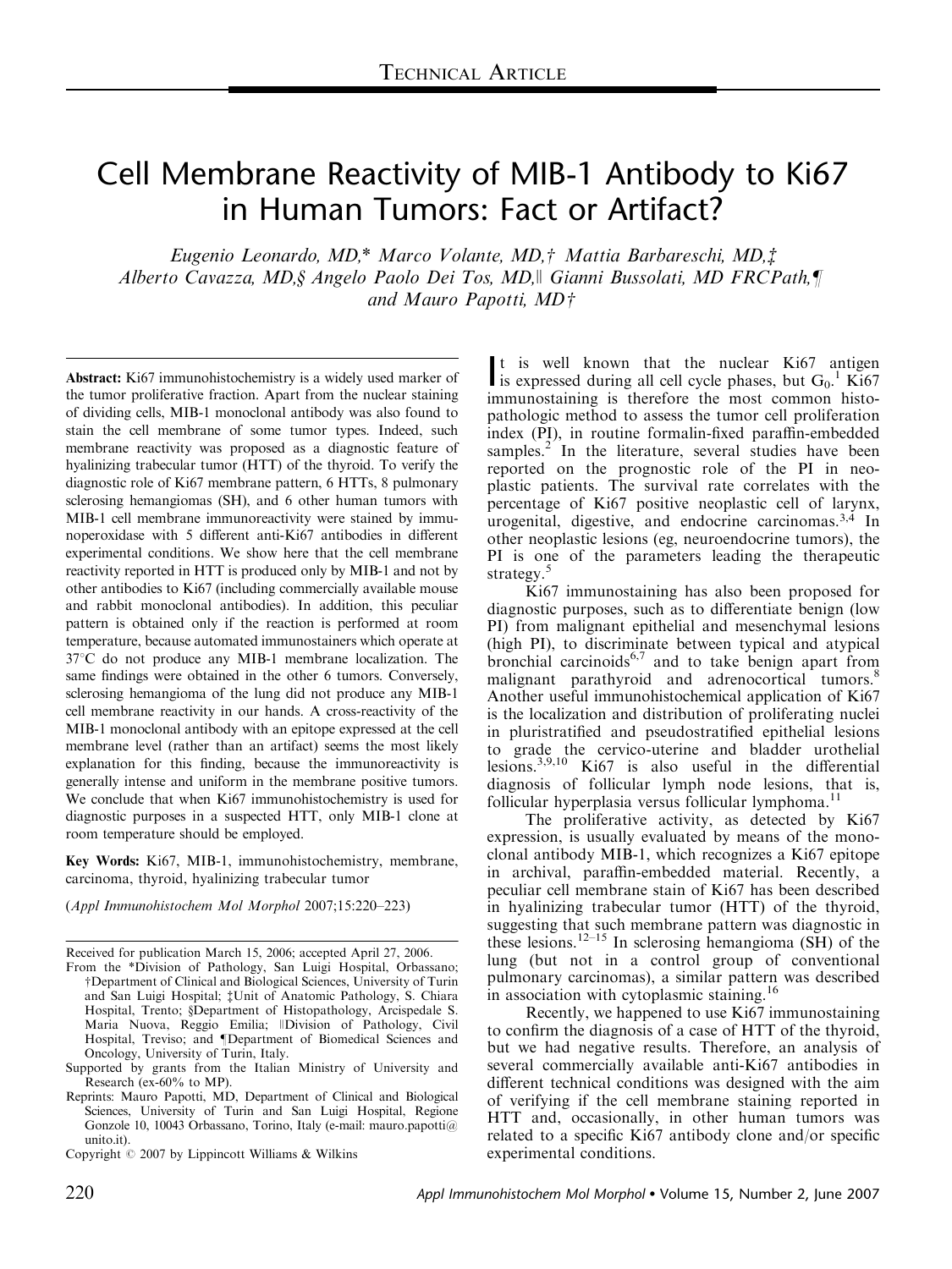TECHNICAL ARTICLE

# Cell Membrane Reactivity of MIB-1 Antibody to Ki67 in Human Tumors: Fact or Artifact?

*Eugenio Leonardo, MD,\* Marco Volante, MD,† Mattia Barbareschi, MD,‡ Alberto Cavazza, MD,§ Angelo Paolo Dei Tos, MD,‖ Gianni Bussolati, MD FRCPath,¶ and Mauro Papotti, MD†*

**Abstract:** Ki67 immunohistochemistry is a widely used marker of the tumor proliferative fraction. Apart from the nuclear staining of dividing cells, MIB-1 monoclonal antibody was also found to stain the cell membrane of some tumor types. Indeed, such membrane reactivity was proposed as a diagnostic feature of hyalinizing trabecular tumor (HTT) of the thyroid. To verify the diagnostic role of Ki67 membrane pattern, 6 HTTs, 8 pulmonary sclerosing hemangiomas (SH), and 6 other human tumors with MIB-1 cell membrane immunoreactivity were stained by immunoperoxidase with 5 different anti-Ki67 antibodies in different experimental conditions. We show here that the cell membrane reactivity reported in HTT is produced only by MIB-1 and not by other antibodies to Ki67 (including commercially available mouse and rabbit monoclonal antibodies). In addition, this peculiar pattern is obtained only if the reaction is performed at room temperature, because automated immunostainers which operate at 37°C do not produce any MIB-1 membrane localization. The same findings were obtained in the other 6 tumors. Conversely, sclerosing hemangioma of the lung did not produce any MIB-1 cell membrane reactivity in our hands. A cross-reactivity of the MIB-1 monoclonal antibody with an epitope expressed at the cell membrane level (rather than an artifact) seems the most likely explanation for this finding, because the immunoreactivity is generally intense and uniform in the membrane positive tumors. We conclude that when Ki67 immunohistochemistry is used for diagnostic purposes in a suspected HTT, only MIB-1 clone at room temperature should be employed.

**Key Words:** Ki67, MIB-1, immunohistochemistry, membrane, carcinoma, thyroid, hyalinizing trabecular tumor

(*Appl Immunohistochem Mol Morphol* 2007;15:220–223)

Received for publication March 15, 2006; accepted April 27, 2006.

From the \*Division of Pathology, San Luigi Hospital, Orbassano; †Department of Clinical and Biological Sciences, University of Turin and San Luigi Hospital; ‡Unit of Anatomic Pathology, S. Chiara Hospital, Trento; §Department of Histopathology, Arcispedale S. Maria Nuova, Reggio Emilia; ‖Division of Pathology, Civil Hospital, Treviso; and ¶Department of Biomedical Sciences and Oncology, University of Turin, Italy.

Supported by grants from the Italian Ministry of University and Research (ex-60% to MP).

Reprints: Mauro Papotti, MD, Department of Clinical and Biological Sciences, University of Turin and San Luigi Hospital, Regione Gonzole 10, 10043 Orbassano, Torino, Italy (e-mail: mauro.papotti@unito.it).

Copyright © 2007 by Lippincott Williams & Wilkins

It is well known that the nuclear Ki67 antigen is expressed during all cell cycle phases, but $G_0$.[1] Ki67 immunostaining is therefore the most common histopathologic method to assess the tumor cell proliferation index (PI), in routine formalin-fixed paraffin-embedded samples.[2] In the literature, several studies have been reported on the prognostic role of the PI in neoplastic patients. The survival rate correlates with the percentage of Ki67 positive neoplastic cell of larynx, urogenital, digestive, and endocrine carcinomas.[3,4] In other neoplastic lesions (eg, neuroendocrine tumors), the PI is one of the parameters leading the therapeutic strategy.[5]

Ki67 immunostaining has also been proposed for diagnostic purposes, such as to differentiate benign (low PI) from malignant epithelial and mesenchymal lesions (high PI), to discriminate between typical and atypical bronchial carcinoids[6,7] and to take benign apart from malignant parathyroid and adrenocortical tumors.[8] Another useful immunohistochemical application of Ki67 is the localization and distribution of proliferating nuclei in pluristratified and pseudostratified epithelial lesions to grade the cervico-uterine and bladder urothelial lesions.[3,9,10] Ki67 is also useful in the differential diagnosis of follicular lymph node lesions, that is, follicular hyperplasia versus follicular lymphoma.[11]

The proliferative activity, as detected by Ki67 expression, is usually evaluated by means of the monoclonal antibody MIB-1, which recognizes a Ki67 epitope in archival, paraffin-embedded material. Recently, a peculiar cell membrane stain of Ki67 has been described in hyalinizing trabecular tumor (HTT) of the thyroid, suggesting that such membrane pattern was diagnostic in these lesions.[12–15] In sclerosing hemangioma (SH) of the lung (but not in a control group of conventional pulmonary carcinomas), a similar pattern was described in association with cytoplasmic staining.[16]

Recently, we happened to use Ki67 immunostaining to confirm the diagnosis of a case of HTT of the thyroid, but we had negative results. Therefore, an analysis of several commercially available anti-Ki67 antibodies in different technical conditions was designed with the aim of verifying if the cell membrane staining reported in HTT and, occasionally, in other human tumors was related to a specific Ki67 antibody clone and/or specific experimental conditions.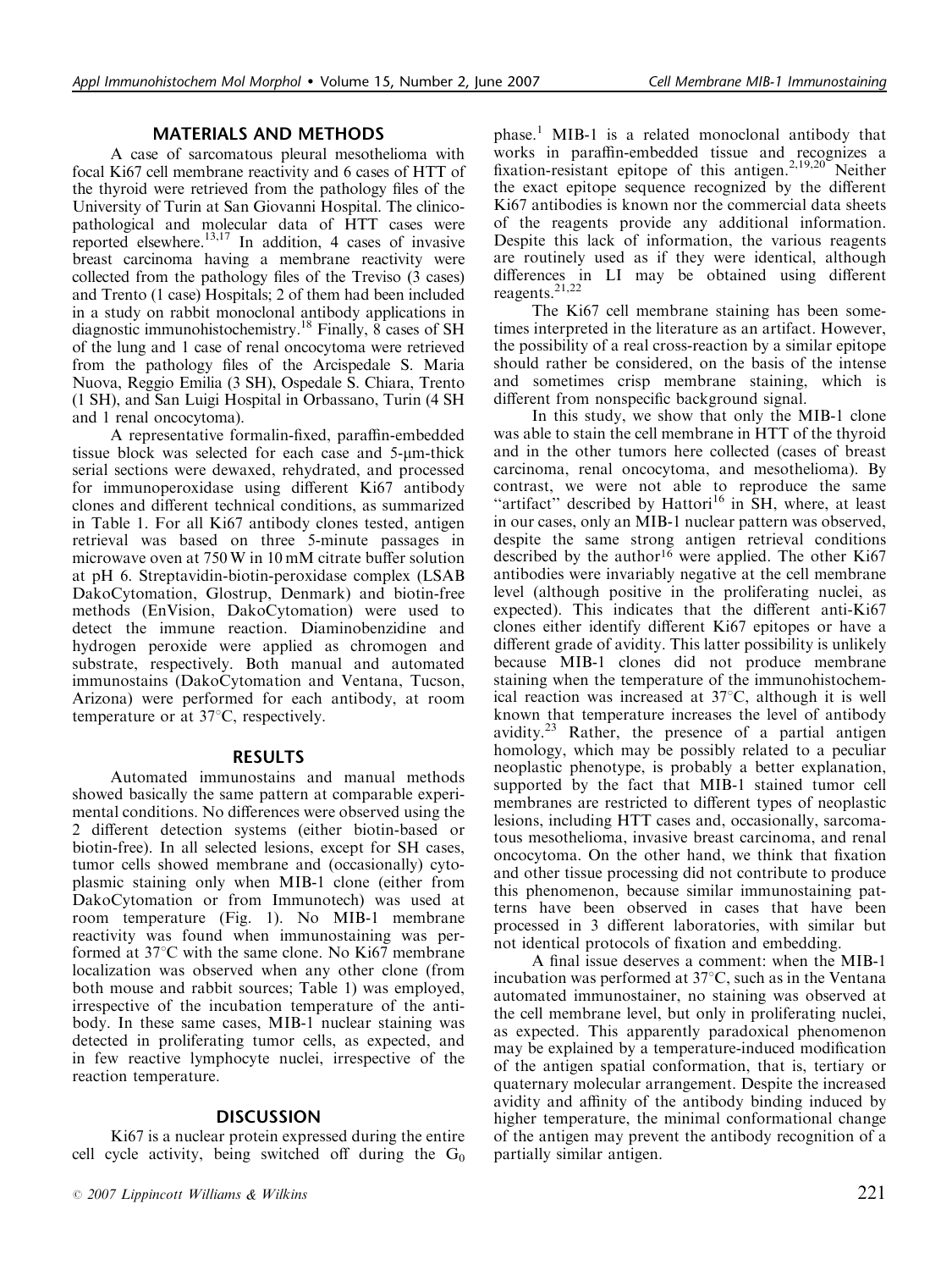## MATERIALS AND METHODS

A case of sarcomatous pleural mesothelioma with focal Ki67 cell membrane reactivity and 6 cases of HTT of the thyroid were retrieved from the pathology files of the University of Turin at San Giovanni Hospital. The clinicopathological and molecular data of HTT cases were reported elsewhere.[13,17] In addition, 4 cases of invasive breast carcinoma having a membrane reactivity were collected from the pathology files of the Treviso (3 cases) and Trento (1 case) Hospitals; 2 of them had been included in a study on rabbit monoclonal antibody applications in diagnostic immunohistochemistry.[18] Finally, 8 cases of SH of the lung and 1 case of renal oncocytoma were retrieved from the pathology files of the Arcispedale S. Maria Nuova, Reggio Emilia (3 SH), Ospedale S. Chiara, Trento (1 SH), and San Luigi Hospital in Orbassano, Turin (4 SH and 1 renal oncocytoma).

A representative formalin-fixed, paraffin-embedded tissue block was selected for each case and 5-μm-thick serial sections were dewaxed, rehydrated, and processed for immunoperoxidase using different Ki67 antibody clones and different technical conditions, as summarized in Table 1. For all Ki67 antibody clones tested, antigen retrieval was based on three 5-minute passages in microwave oven at 750 W in 10 mM citrate buffer solution at pH 6. Streptavidin-biotin-peroxidase complex (LSAB DakoCytomation, Glostrup, Denmark) and biotin-free methods (EnVision, DakoCytomation) were used to detect the immune reaction. Diaminobenzidine and hydrogen peroxide were applied as chromogen and substrate, respectively. Both manual and automated immunostains (DakoCytomation and Ventana, Tucson, Arizona) were performed for each antibody, at room temperature or at 37°C, respectively.

## RESULTS

Automated immunostains and manual methods showed basically the same pattern at comparable experimental conditions. No differences were observed using the 2 different detection systems (either biotin-based or biotin-free). In all selected lesions, except for SH cases, tumor cells showed membrane and (occasionally) cytoplasmic staining only when MIB-1 clone (either from DakoCytomation or from Immunotech) was used at room temperature (Fig. 1). No MIB-1 membrane reactivity was found when immunostaining was performed at 37°C with the same clone. No Ki67 membrane localization was observed when any other clone (from both mouse and rabbit sources; Table 1) was employed, irrespective of the incubation temperature of the antibody. In these same cases, MIB-1 nuclear staining was detected in proliferating tumor cells, as expected, and in few reactive lymphocyte nuclei, irrespective of the reaction temperature.

## DISCUSSION

Ki67 is a nuclear protein expressed during the entire cell cycle activity, being switched off during the $G_0$ phase.[1] MIB-1 is a related monoclonal antibody that works in paraffin-embedded tissue and recognizes a fixation-resistant epitope of this antigen.[2,19,20] Neither the exact epitope sequence recognized by the different Ki67 antibodies is known nor the commercial data sheets of the reagents provide any additional information. Despite this lack of information, the various reagents are routinely used as if they were identical, although differences in LI may be obtained using different reagents.[21,22]

The Ki67 cell membrane staining has been sometimes interpreted in the literature as an artifact. However, the possibility of a real cross-reaction by a similar epitope should rather be considered, on the basis of the intense and sometimes crisp membrane staining, which is different from nonspecific background signal.

In this study, we show that only the MIB-1 clone was able to stain the cell membrane in HTT of the thyroid and in the other tumors here collected (cases of breast carcinoma, renal oncocytoma, and mesothelioma). By contrast, we were not able to reproduce the same "artifact" described by Hattori[16] in SH, where, at least in our cases, only an MIB-1 nuclear pattern was observed, despite the same strong antigen retrieval conditions described by the author[16] were applied. The other Ki67 antibodies were invariably negative at the cell membrane level (although positive in the proliferating nuclei, as expected). This indicates that the different anti-Ki67 clones either identify different Ki67 epitopes or have a different grade of avidity. This latter possibility is unlikely because MIB-1 clones did not produce membrane staining when the temperature of the immunohistochemical reaction was increased at 37°C, although it is well known that temperature increases the level of antibody avidity.[23] Rather, the presence of a partial antigen homology, which may be possibly related to a peculiar neoplastic phenotype, is probably a better explanation, supported by the fact that MIB-1 stained tumor cell membranes are restricted to different types of neoplastic lesions, including HTT cases and, occasionally, sarcomatous mesothelioma, invasive breast carcinoma, and renal oncocytoma. On the other hand, we think that fixation and other tissue processing did not contribute to produce this phenomenon, because similar immunostaining patterns have been observed in cases that have been processed in 3 different laboratories, with similar but not identical protocols of fixation and embedding.

A final issue deserves a comment: when the MIB-1 incubation was performed at 37°C, such as in the Ventana automated immunostainer, no staining was observed at the cell membrane level, but only in proliferating nuclei, as expected. This apparently paradoxical phenomenon may be explained by a temperature-induced modification of the antigen spatial conformation, that is, tertiary or quaternary molecular arrangement. Despite the increased avidity and affinity of the antibody binding induced by higher temperature, the minimal conformational change of the antigen may prevent the antibody recognition of a partially similar antigen.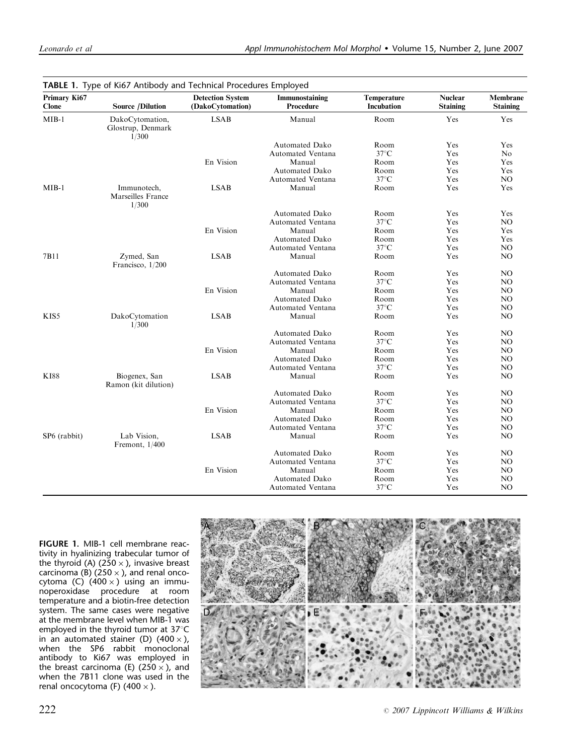**TABLE 1.** Type of Ki67 Antibody and Technical Procedures Employed

| Primary Ki67 Clone | Source /Dilution | Detection System (DakoCytomation) | Immunostaining Procedure | Temperature Incubation | Nuclear Staining | Membrane Staining |
|---|---|---|---|---|---|---|
| MIB-1 | DakoCytomation, Glostrup, Denmark 1/300 | LSAB | Manual | Room | Yes | Yes |
| | | | Automated Dako | Room | Yes | Yes |
| | | | Automated Ventana | 37°C | Yes | No |
| | | En Vision | Manual | Room | Yes | Yes |
| | | | Automated Dako | Room | Yes | Yes |
| | | | Automated Ventana | 37°C | Yes | NO |
| MIB-1 | Immunotech, Marseilles France 1/300 | LSAB | Manual | Room | Yes | Yes |
| | | | Automated Dako | Room | Yes | Yes |
| | | | Automated Ventana | 37°C | Yes | NO |
| | | En Vision | Manual | Room | Yes | Yes |
| | | | Automated Dako | Room | Yes | Yes |
| | | | Automated Ventana | 37°C | Yes | NO |
| 7B11 | Zymed, San Francisco, 1/200 | LSAB | Manual | Room | Yes | NO |
| | | | Automated Dako | Room | Yes | NO |
| | | | Automated Ventana | 37°C | Yes | NO |
| | | En Vision | Manual | Room | Yes | NO |
| | | | Automated Dako | Room | Yes | NO |
| | | | Automated Ventana | 37°C | Yes | NO |
| KIS5 | DakoCytomation 1/300 | LSAB | Manual | Room | Yes | NO |
| | | | Automated Dako | Room | Yes | NO |
| | | | Automated Ventana | 37°C | Yes | NO |
| | | En Vision | Manual | Room | Yes | NO |
| | | | Automated Dako | Room | Yes | NO |
| | | | Automated Ventana | 37°C | Yes | NO |
| KI88 | Biogenex, San Ramon (kit dilution) | LSAB | Manual | Room | Yes | NO |
| | | | Automated Dako | Room | Yes | NO |
| | | | Automated Ventana | 37°C | Yes | NO |
| | | En Vision | Manual | Room | Yes | NO |
| | | | Automated Dako | Room | Yes | NO |
| | | | Automated Ventana | 37°C | Yes | NO |
| SP6 (rabbit) | Lab Vision, Fremont, 1/400 | LSAB | Manual | Room | Yes | NO |
| | | | Automated Dako | Room | Yes | NO |
| | | | Automated Ventana | 37°C | Yes | NO |
| | | En Vision | Manual | Room | Yes | NO |
| | | | Automated Dako | Room | Yes | NO |
| | | | Automated Ventana | 37°C | Yes | NO |

**FIGURE 1.** MIB-1 cell membrane reactivity in hyalinizing trabecular tumor of the thyroid (A) (250 ×), invasive breast carcinoma (B) (250 ×), and renal oncocytoma (C) (400 ×) using an immunoperoxidase procedure at room temperature and a biotin-free detection system. The same cases were negative at the membrane level when MIB-1 was employed in the thyroid tumor at 37°C in an automated stainer (D) (400 ×), when the SP6 rabbit monoclonal antibody to Ki67 was employed in the breast carcinoma (E) (250 ×), and when the 7B11 clone was used in the renal oncocytoma (F) (400 ×).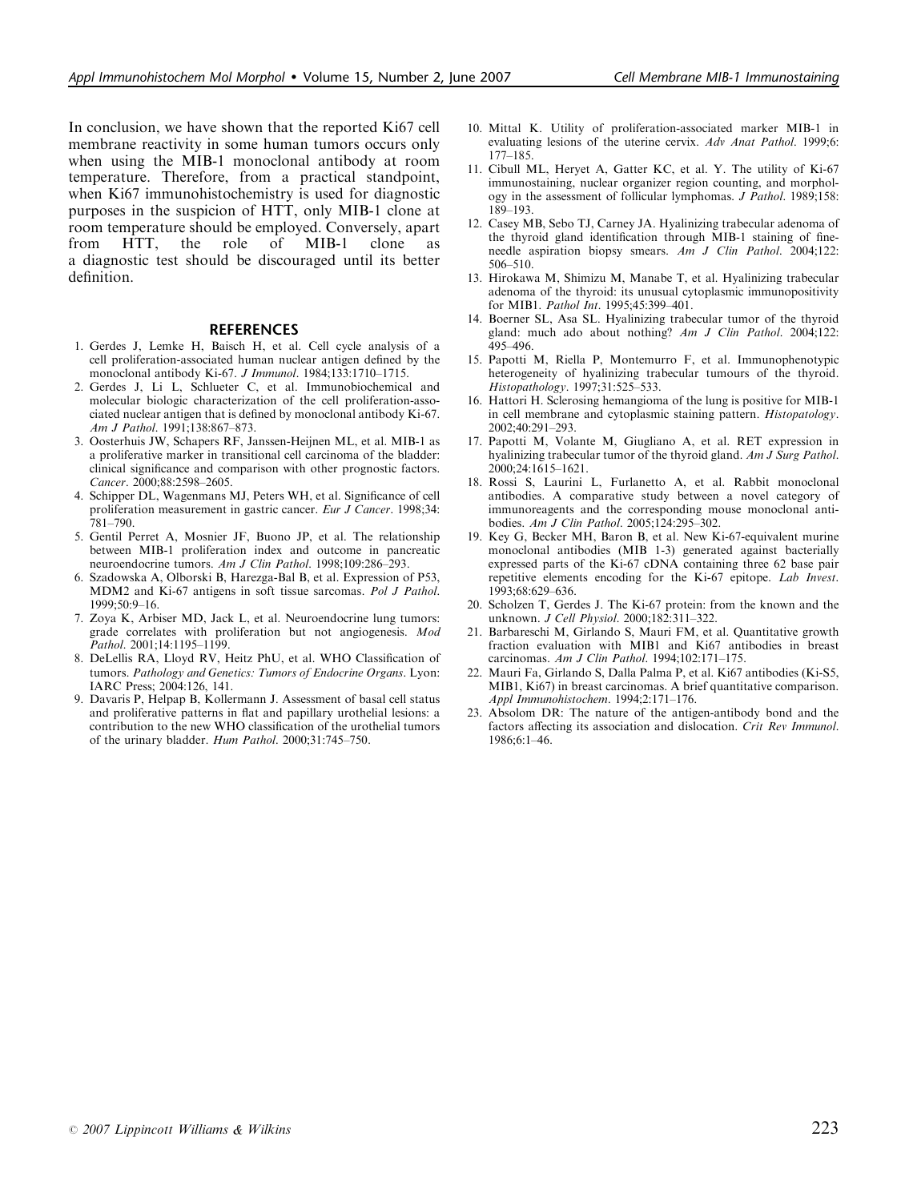In conclusion, we have shown that the reported Ki67 cell membrane reactivity in some human tumors occurs only when using the MIB-1 monoclonal antibody at room temperature. Therefore, from a practical standpoint, when Ki67 immunohistochemistry is used for diagnostic purposes in the suspicion of HTT, only MIB-1 clone at room temperature should be employed. Conversely, apart from HTT, the role of MIB-1 clone as a diagnostic test should be discouraged until its better definition.

## REFERENCES

1. Gerdes J, Lemke H, Baisch H, et al. Cell cycle analysis of a cell proliferation-associated human nuclear antigen defined by the monoclonal antibody Ki-67. *J Immunol*. 1984;133:1710–1715.
2. Gerdes J, Li L, Schlueter C, et al. Immunobiochemical and molecular biologic characterization of the cell proliferation-associated nuclear antigen that is defined by monoclonal antibody Ki-67. *Am J Pathol*. 1991;138:867–873.
3. Oosterhuis JW, Schapers RF, Janssen-Heijnen ML, et al. MIB-1 as a proliferative marker in transitional cell carcinoma of the bladder: clinical significance and comparison with other prognostic factors. *Cancer*. 2000;88:2598–2605.
4. Schipper DL, Wagenmans MJ, Peters WH, et al. Significance of cell proliferation measurement in gastric cancer. *Eur J Cancer*. 1998;34: 781–790.
5. Gentil Perret A, Mosnier JF, Buono JP, et al. The relationship between MIB-1 proliferation index and outcome in pancreatic neuroendocrine tumors. *Am J Clin Pathol*. 1998;109:286–293.
6. Szadowska A, Olborski B, Harezga-Bal B, et al. Expression of P53, MDM2 and Ki-67 antigens in soft tissue sarcomas. *Pol J Pathol*. 1999;50:9–16.
7. Zoya K, Arbiser MD, Jack L, et al. Neuroendocrine lung tumors: grade correlates with proliferation but not angiogenesis. *Mod Pathol*. 2001;14:1195–1199.
8. DeLellis RA, Lloyd RV, Heitz PhU, et al. WHO Classification of tumors. *Pathology and Genetics: Tumors of Endocrine Organs*. Lyon: IARC Press; 2004:126, 141.
9. Davaris P, Helpap B, Kollermann J. Assessment of basal cell status and proliferative patterns in flat and papillary urothelial lesions: a contribution to the new WHO classification of the urothelial tumors of the urinary bladder. *Hum Pathol*. 2000;31:745–750.
10. Mittal K. Utility of proliferation-associated marker MIB-1 in evaluating lesions of the uterine cervix. *Adv Anat Pathol*. 1999;6: 177–185.
11. Cibull ML, Heryet A, Gatter KC, et al. Y. The utility of Ki-67 immunostaining, nuclear organizer region counting, and morphology in the assessment of follicular lymphomas. *J Pathol*. 1989;158: 189–193.
12. Casey MB, Sebo TJ, Carney JA. Hyalinizing trabecular adenoma of the thyroid gland identification through MIB-1 staining of fine-needle aspiration biopsy smears. *Am J Clin Pathol*. 2004;122: 506–510.
13. Hirokawa M, Shimizu M, Manabe T, et al. Hyalinizing trabecular adenoma of the thyroid: its unusual cytoplasmic immunopositivity for MIB1. *Pathol Int*. 1995;45:399–401.
14. Boerner SL, Asa SL. Hyalinizing trabecular tumor of the thyroid gland: much ado about nothing? *Am J Clin Pathol*. 2004;122: 495–496.
15. Papotti M, Riella P, Montemurro F, et al. Immunophenotypic heterogeneity of hyalinizing trabecular tumours of the thyroid. *Histopathology*. 1997;31:525–533.
16. Hattori H. Sclerosing hemangioma of the lung is positive for MIB-1 in cell membrane and cytoplasmic staining pattern. *Histopatology*. 2002;40:291–293.
17. Papotti M, Volante M, Giugliano A, et al. RET expression in hyalinizing trabecular tumor of the thyroid gland. *Am J Surg Pathol*. 2000;24:1615–1621.
18. Rossi S, Laurini L, Furlanetto A, et al. Rabbit monoclonal antibodies. A comparative study between a novel category of immunoreagents and the corresponding mouse monoclonal antibodies. *Am J Clin Pathol*. 2005;124:295–302.
19. Key G, Becker MH, Baron B, et al. New Ki-67-equivalent murine monoclonal antibodies (MIB 1-3) generated against bacterially expressed parts of the Ki-67 cDNA containing three 62 base pair repetitive elements encoding for the Ki-67 epitope. *Lab Invest*. 1993;68:629–636.
20. Scholzen T, Gerdes J. The Ki-67 protein: from the known and the unknown. *J Cell Physiol*. 2000;182:311–322.
21. Barbareschi M, Girlando S, Mauri FM, et al. Quantitative growth fraction evaluation with MIB1 and Ki67 antibodies in breast carcinomas. *Am J Clin Pathol*. 1994;102:171–175.
22. Mauri Fa, Girlando S, Dalla Palma P, et al. Ki67 antibodies (Ki-S5, MIB1, Ki67) in breast carcinomas. A brief quantitative comparison. *Appl Immunohistochem*. 1994;2:171–176.
23. Absolom DR: The nature of the antigen-antibody bond and the factors affecting its association and dislocation. *Crit Rev Immunol*. 1986;6:1–46.